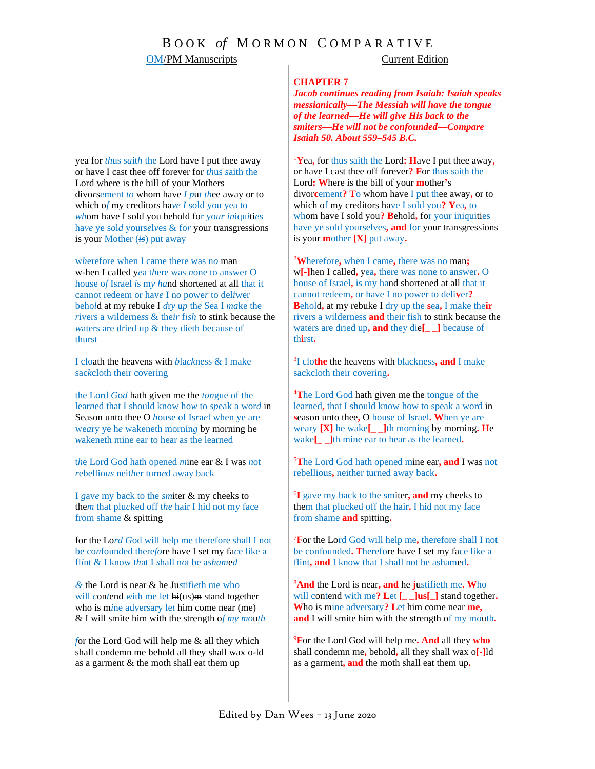# BOOK *of* MORMON COMPARATIVE

| OM/PM Manuscripts | Current Edition |
|---|---|
| | **CHAPTER 7** *Jacob continues reading from Isaiah: Isaiah speaks messianically—The Messiah will have the tongue of the learned—He will give His back to the smiters—He will not be confounded—Compare Isaiah 50. About 559–545 B.C.* |
| yea for *thus saith* the Lord have I put thee away or have I cast thee off forever for *thus saith the* Lord where is the bill of your Mothers divor*sement to* whom have *I p*u*t th*ee away or to which o*f* my creditors ha*ve I* sold you yea to *wh*om have I sold you behold for *your iniqui*ti*es* hav*e* ye sol*d* yourselves & *for* your transgressions is your Mother (~~*is*~~) put away | [1]Yea, for thus saith the Lord: Have I put thee away, or have I cast thee off forever? For thus saith the Lord: Where is the bill of your mother's divorcement? To whom have I put thee away, or to which of my creditors have I sold you? Yea, to whom have I sold you? Behold, for your iniquities have ye sold yourselves, and for your transgressions is your mother [X] put away. |
| *w*herefore when I came there was n*o* man w-hen I called y*e*a there was *n*one to answer O house o*f* Israel *is* my *h*and shortened at all that it cannot redeem or hav*e* I no power to deli*w*er behol*d* at my rebuke I *dry up* th*e* Sea I *make* the *r*ivers a wilderness & thei*r fish* to stink because the *w*aters are dried up & they dieth because of thurst | [2]Wherefore, when I came, there was no man; w[-]hen I called, yea, there was none to answer. O house of Israel, is my hand shortened at all that it cannot redeem, or have I no power to deliver? Behold, at my rebuke I dry up the sea, I make their rivers a wilderness and their fish to stink because the waters are dried up, and they die[_ _] because of thirst. |
| I cloath the heavens with *black*ness & I make sack*c*loth their covering | [3]I clothe the heavens with blackness, and I make sackcloth their covering. |
| the Lord *God* hath given me the *ton*gue of the lear*n*ed that I should know ho*w* to *sp*eak a word in Season unto thee O *house* of Is*ra*el when you are wea*r*y ~~ye~~ h*e* wakeneth morn*ing* by morning he *w*akeneth mine ear to hear as the learned | [4]The Lord God hath given me the tongue of the learned, that I should know how to speak a word in season unto thee, O house of Israel. When ye are weary [X] he wake[_ _]th morning by morning. He wake[_ _]th mine ear to hear as the learned. |
| *th*e Lord God hath opened *m*ine ear & I was *n*ot *r*ebellio*u*s neit*h*er turn*e*d away back | [5]The Lord God hath opened mine ear, and I was not rebellious, neither turned away back. |
| I *gave* my back to the *sm*iter & my cheeks to the*m* that plucked off *the* hair I hid not my face from shame & spitting | [6]I gave my back to the smiter, and my cheeks to them that plucked off the hair. I hid not my face from shame and spitting. |
| for the Lo*rd God* will help me therefore shall I not be c*o*nfounded there*f*ore have I set my fa*c*e like a fli*n*t & I know *th*at I shall *n*ot be as*hame*d | [7]For the Lord God will help me, therefore shall I not be confounded. Therefore have I set my face like a flint, and I know that I shall not be ashamed. |
| *&* the Lord is near & he Ju*stifie*th me who will *c*on*t*end *with* me let ~~hi~~(us)~~m~~ stand together who is m*i*ne adversary *let* him come near (me) & I will smite him with the strength o*f my* mo*u*th | [8]And the Lord is near, and he justifieth me. Who will contend with me? Let [_ _]us[_] stand together. Who is mine adversary? Let him come near me, and I will smite him with the strength of my mouth. |
| *f*or the Lord God will help me & all they which shall condemn me behold all they shall wax o-ld as a garment & the moth shall eat them up | [9]For the Lord God will help me. And all they who shall condemn me, behold, all they shall wax o[-]ld as a garment, and the moth shall eat them up. |

Edited by Dan Wees – 13 June 2020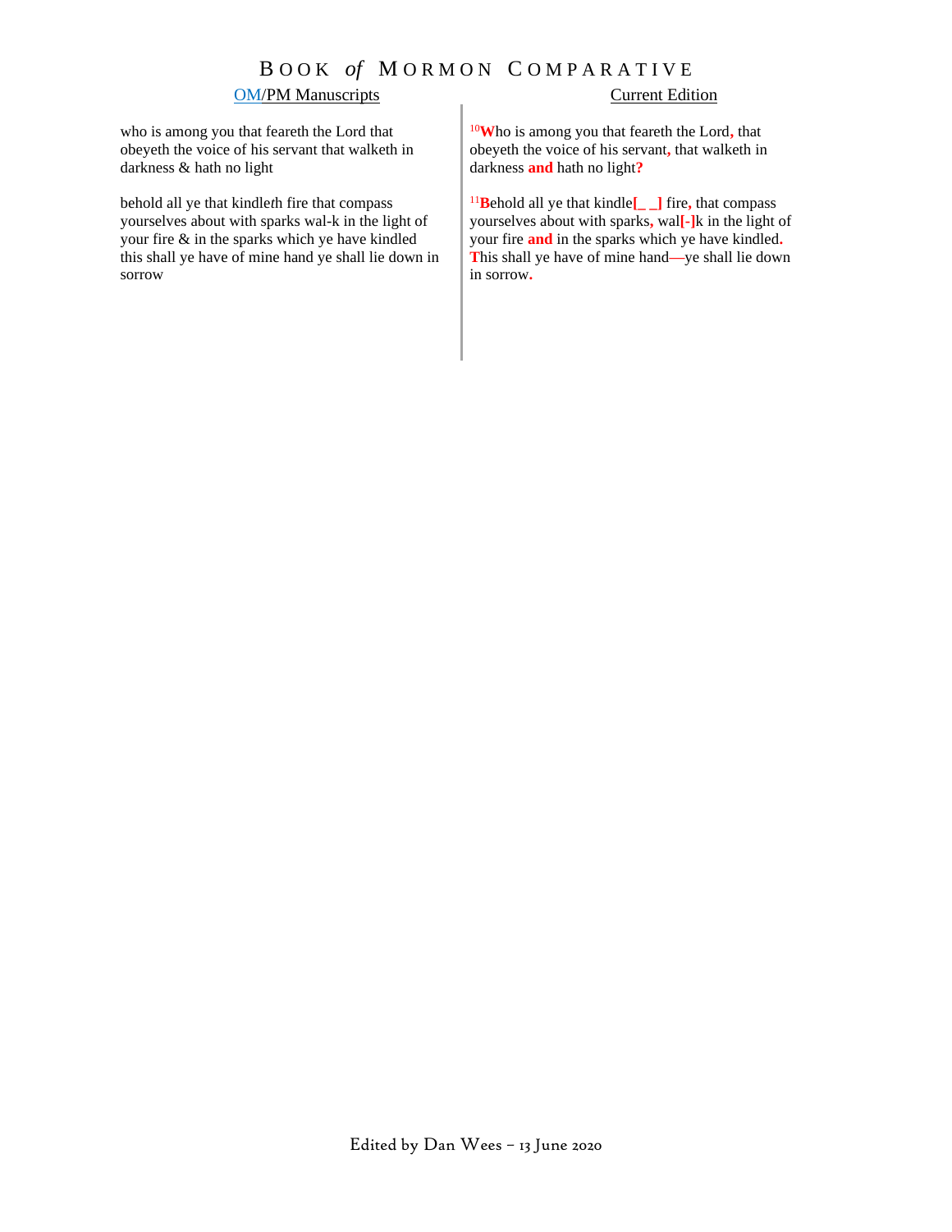# BOOK *of* MORMON COMPARATIVE

| OM/PM Manuscripts | Current Edition |
| --- | --- |
| who is among you that feareth the Lord that obeyeth the voice of his servant that walketh in darkness & hath no light | [10]**W**ho is among you that feareth the Lord**,** that obeyeth the voice of his servant**,** that walketh in darkness **and** hath no light**?** |
| behold all ye that kindle*th* fire that compass yourselves about with sparks wal-k in the light of your fire & in the sparks which ye have kindled this shall ye have of mine hand ye shall lie down in sorrow | [11]**B**ehold all ye that kindle**[_ _]** fire**,** that compass yourselves about with sparks**,** wal**[-]**k in the light of your fire **and** in the sparks which ye have kindled**.** **T**his shall ye have of mine hand**—**ye shall lie down in sorrow**.** |

Edited by Dan Wees – 13 June 2020